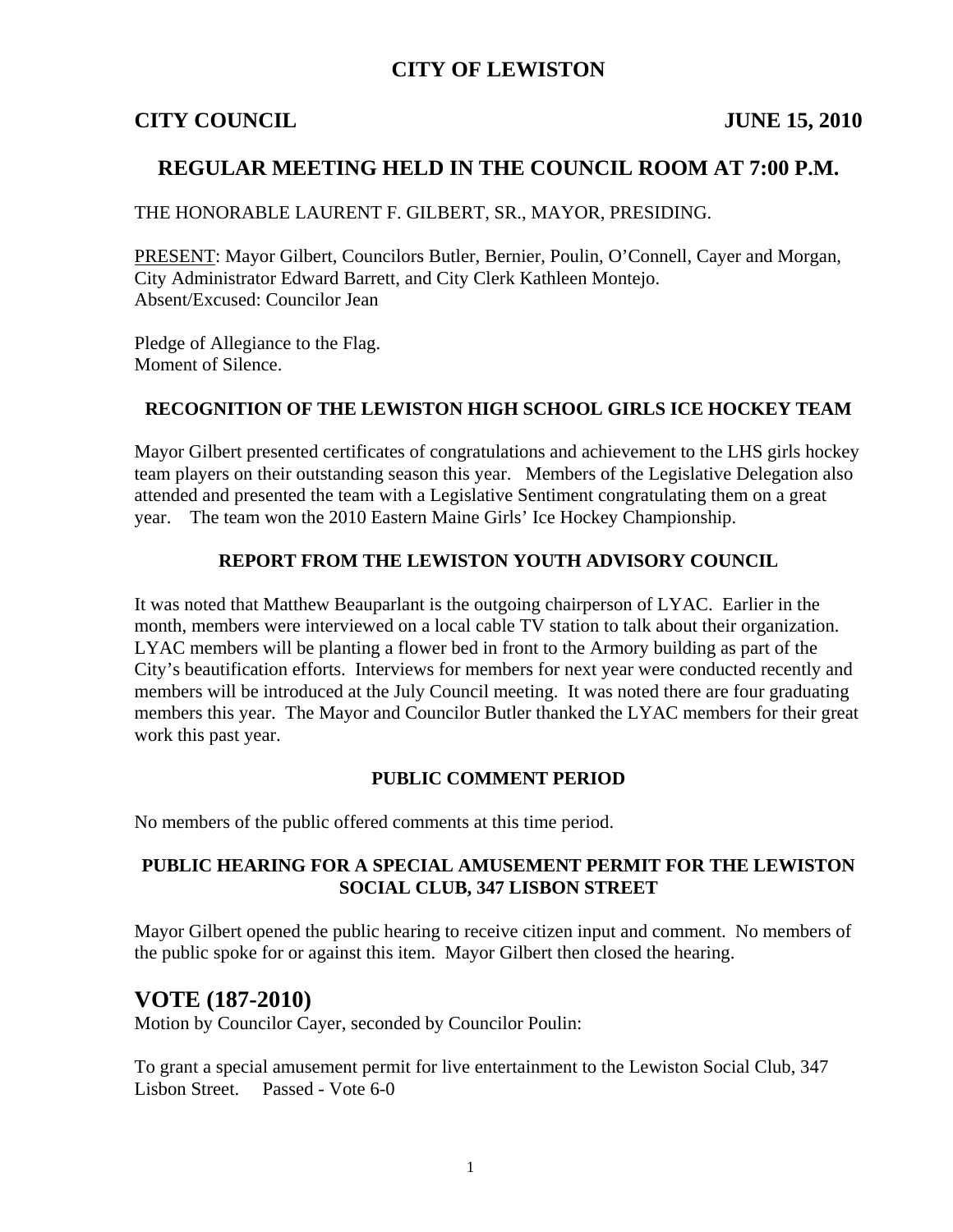# CITY OF LEWISTON

## CITY COUNCIL JUNE 15, 2010

## REGULAR MEETING HELD IN THE COUNCIL ROOM AT 7:00 P.M.

THE HONORABLE LAURENT F. GILBERT, SR., MAYOR, PRESIDING.

PRESENT: Mayor Gilbert, Councilors Butler, Bernier, Poulin, O'Connell, Cayer and Morgan, City Administrator Edward Barrett, and City Clerk Kathleen Montejo.
Absent/Excused: Councilor Jean

Pledge of Allegiance to the Flag.
Moment of Silence.

### RECOGNITION OF THE LEWISTON HIGH SCHOOL GIRLS ICE HOCKEY TEAM

Mayor Gilbert presented certificates of congratulations and achievement to the LHS girls hockey team players on their outstanding season this year. Members of the Legislative Delegation also attended and presented the team with a Legislative Sentiment congratulating them on a great year. The team won the 2010 Eastern Maine Girls' Ice Hockey Championship.

### REPORT FROM THE LEWISTON YOUTH ADVISORY COUNCIL

It was noted that Matthew Beauparlant is the outgoing chairperson of LYAC. Earlier in the month, members were interviewed on a local cable TV station to talk about their organization. LYAC members will be planting a flower bed in front to the Armory building as part of the City's beautification efforts. Interviews for members for next year were conducted recently and members will be introduced at the July Council meeting. It was noted there are four graduating members this year. The Mayor and Councilor Butler thanked the LYAC members for their great work this past year.

### PUBLIC COMMENT PERIOD

No members of the public offered comments at this time period.

### PUBLIC HEARING FOR A SPECIAL AMUSEMENT PERMIT FOR THE LEWISTON SOCIAL CLUB, 347 LISBON STREET

Mayor Gilbert opened the public hearing to receive citizen input and comment. No members of the public spoke for or against this item. Mayor Gilbert then closed the hearing.

## VOTE (187-2010)

Motion by Councilor Cayer, seconded by Councilor Poulin:

To grant a special amusement permit for live entertainment to the Lewiston Social Club, 347 Lisbon Street. Passed - Vote 6-0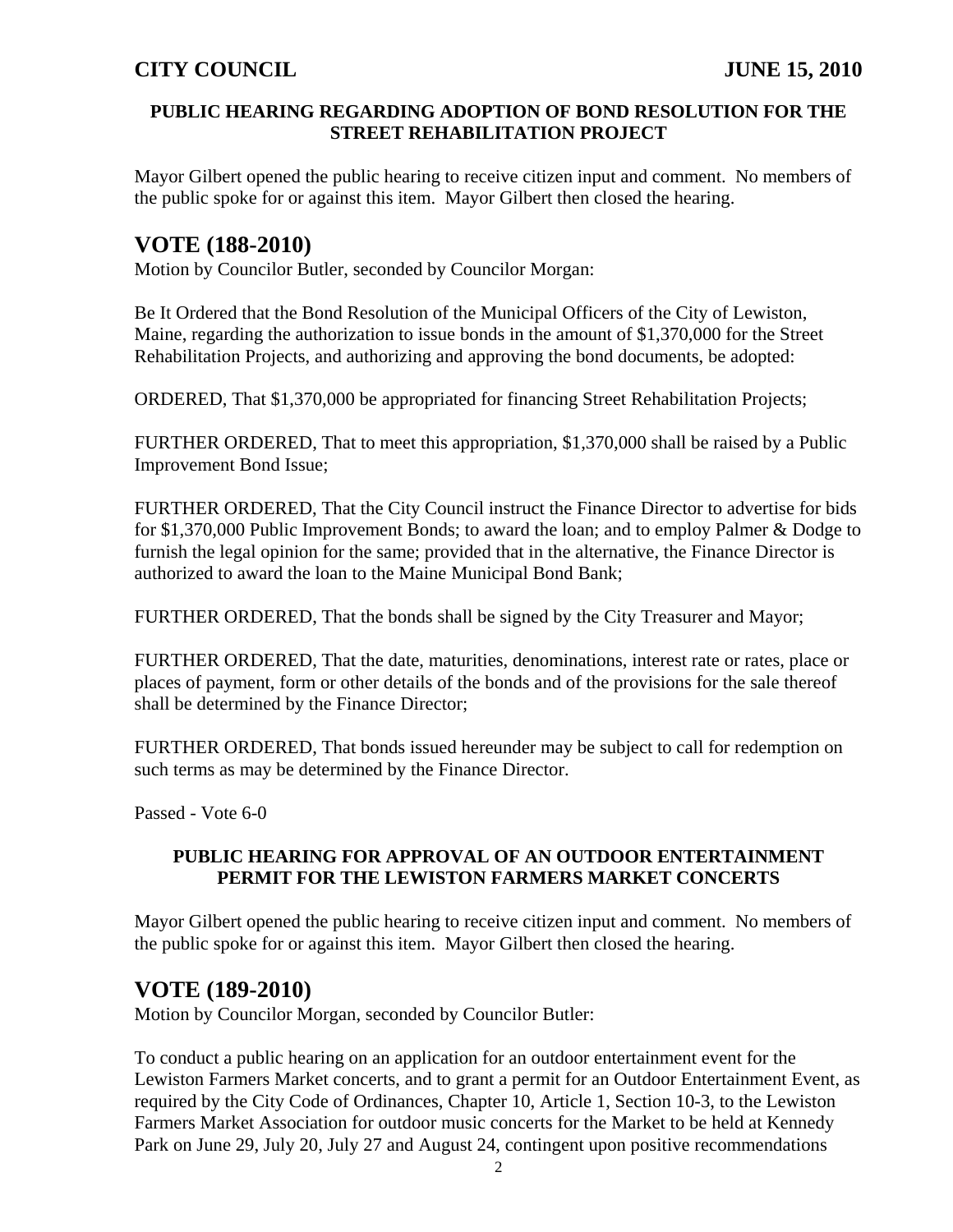#### PUBLIC HEARING REGARDING ADOPTION OF BOND RESOLUTION FOR THE STREET REHABILITATION PROJECT

Mayor Gilbert opened the public hearing to receive citizen input and comment. No members of the public spoke for or against this item. Mayor Gilbert then closed the hearing.

## VOTE (188-2010)

Motion by Councilor Butler, seconded by Councilor Morgan:

Be It Ordered that the Bond Resolution of the Municipal Officers of the City of Lewiston, Maine, regarding the authorization to issue bonds in the amount of $1,370,000 for the Street Rehabilitation Projects, and authorizing and approving the bond documents, be adopted:

ORDERED, That $1,370,000 be appropriated for financing Street Rehabilitation Projects;

FURTHER ORDERED, That to meet this appropriation, $1,370,000 shall be raised by a Public Improvement Bond Issue;

FURTHER ORDERED, That the City Council instruct the Finance Director to advertise for bids for $1,370,000 Public Improvement Bonds; to award the loan; and to employ Palmer & Dodge to furnish the legal opinion for the same; provided that in the alternative, the Finance Director is authorized to award the loan to the Maine Municipal Bond Bank;

FURTHER ORDERED, That the bonds shall be signed by the City Treasurer and Mayor;

FURTHER ORDERED, That the date, maturities, denominations, interest rate or rates, place or places of payment, form or other details of the bonds and of the provisions for the sale thereof shall be determined by the Finance Director;

FURTHER ORDERED, That bonds issued hereunder may be subject to call for redemption on such terms as may be determined by the Finance Director.

Passed - Vote 6-0

#### PUBLIC HEARING FOR APPROVAL OF AN OUTDOOR ENTERTAINMENT PERMIT FOR THE LEWISTON FARMERS MARKET CONCERTS

Mayor Gilbert opened the public hearing to receive citizen input and comment. No members of the public spoke for or against this item. Mayor Gilbert then closed the hearing.

## VOTE (189-2010)

Motion by Councilor Morgan, seconded by Councilor Butler:

To conduct a public hearing on an application for an outdoor entertainment event for the Lewiston Farmers Market concerts, and to grant a permit for an Outdoor Entertainment Event, as required by the City Code of Ordinances, Chapter 10, Article 1, Section 10-3, to the Lewiston Farmers Market Association for outdoor music concerts for the Market to be held at Kennedy Park on June 29, July 20, July 27 and August 24, contingent upon positive recommendations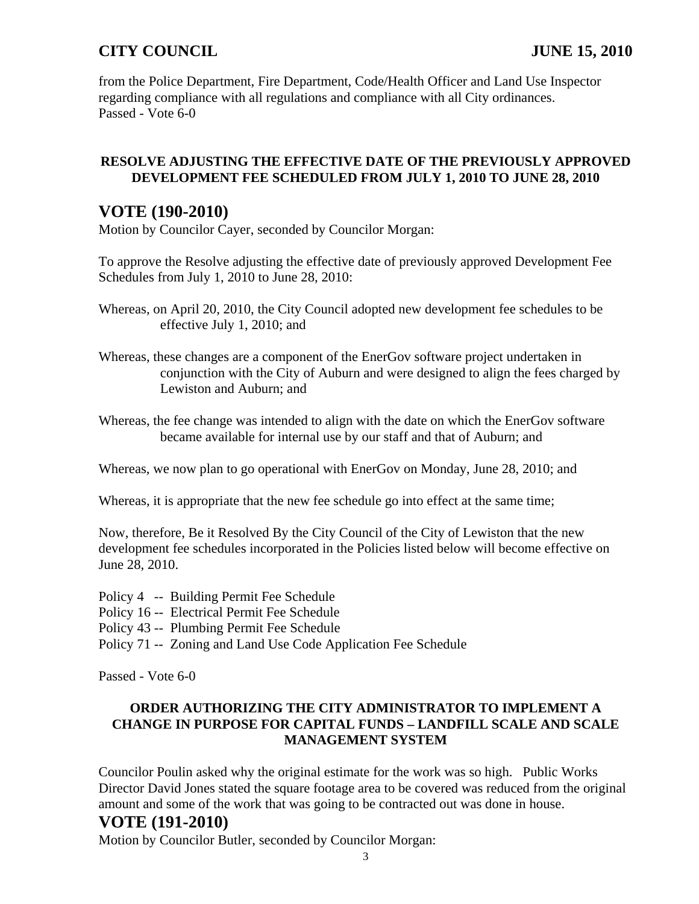from the Police Department, Fire Department, Code/Health Officer and Land Use Inspector regarding compliance with all regulations and compliance with all City ordinances.
Passed - Vote 6-0

**RESOLVE ADJUSTING THE EFFECTIVE DATE OF THE PREVIOUSLY APPROVED DEVELOPMENT FEE SCHEDULED FROM JULY 1, 2010 TO JUNE 28, 2010**

## VOTE (190-2010)

Motion by Councilor Cayer, seconded by Councilor Morgan:

To approve the Resolve adjusting the effective date of previously approved Development Fee Schedules from July 1, 2010 to June 28, 2010:

Whereas, on April 20, 2010, the City Council adopted new development fee schedules to be effective July 1, 2010; and

Whereas, these changes are a component of the EnerGov software project undertaken in conjunction with the City of Auburn and were designed to align the fees charged by Lewiston and Auburn; and

Whereas, the fee change was intended to align with the date on which the EnerGov software became available for internal use by our staff and that of Auburn; and

Whereas, we now plan to go operational with EnerGov on Monday, June 28, 2010; and

Whereas, it is appropriate that the new fee schedule go into effect at the same time;

Now, therefore, Be it Resolved By the City Council of the City of Lewiston that the new development fee schedules incorporated in the Policies listed below will become effective on June 28, 2010.

Policy 4 -- Building Permit Fee Schedule
Policy 16 -- Electrical Permit Fee Schedule
Policy 43 -- Plumbing Permit Fee Schedule
Policy 71 -- Zoning and Land Use Code Application Fee Schedule

Passed - Vote 6-0

**ORDER AUTHORIZING THE CITY ADMINISTRATOR TO IMPLEMENT A CHANGE IN PURPOSE FOR CAPITAL FUNDS – LANDFILL SCALE AND SCALE MANAGEMENT SYSTEM**

Councilor Poulin asked why the original estimate for the work was so high. Public Works Director David Jones stated the square footage area to be covered was reduced from the original amount and some of the work that was going to be contracted out was done in house.

## VOTE (191-2010)

Motion by Councilor Butler, seconded by Councilor Morgan: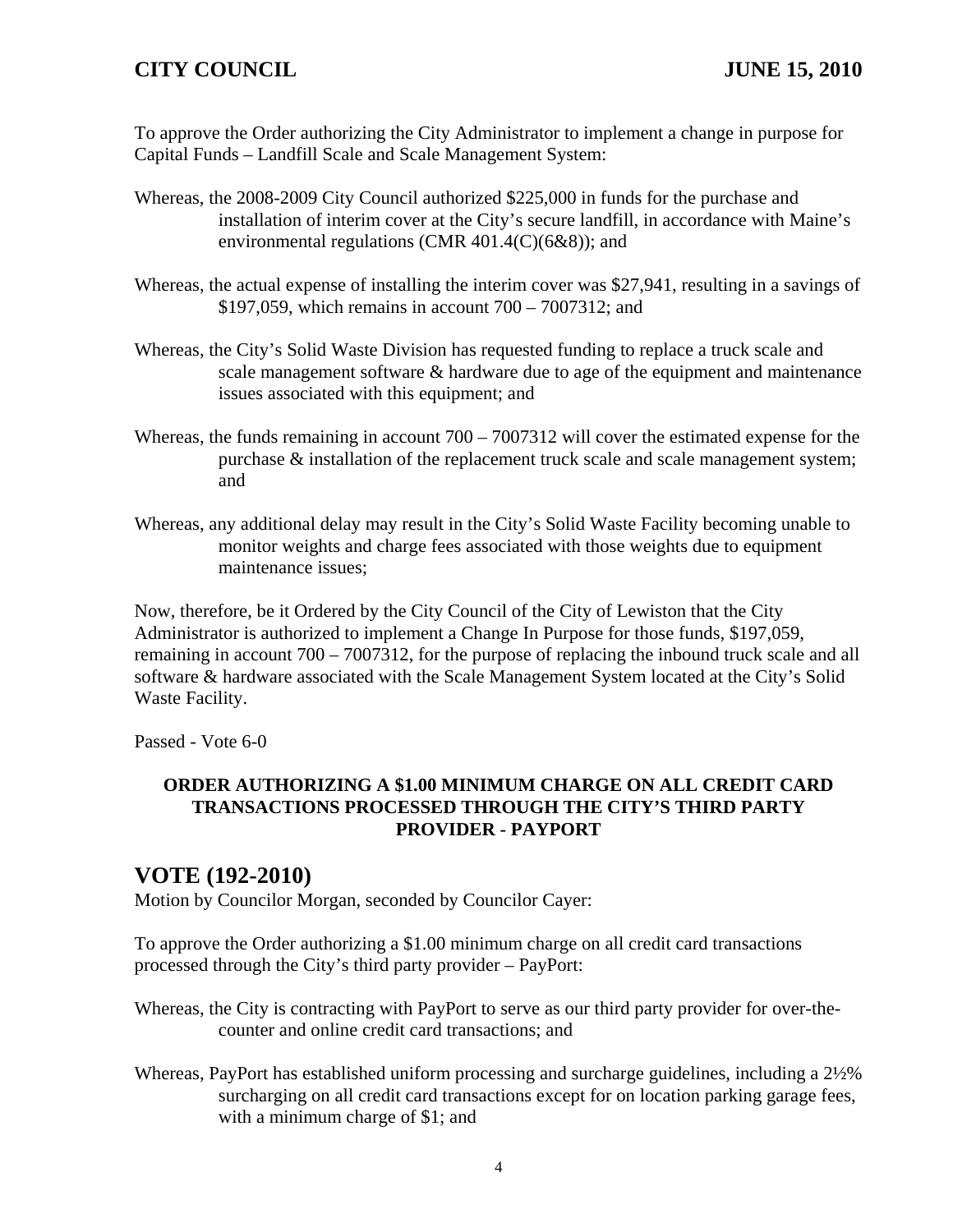To approve the Order authorizing the City Administrator to implement a change in purpose for Capital Funds – Landfill Scale and Scale Management System:

Whereas, the 2008-2009 City Council authorized $225,000 in funds for the purchase and installation of interim cover at the City's secure landfill, in accordance with Maine's environmental regulations (CMR 401.4(C)(6&8)); and

Whereas, the actual expense of installing the interim cover was $27,941, resulting in a savings of $197,059, which remains in account 700 – 7007312; and

Whereas, the City's Solid Waste Division has requested funding to replace a truck scale and scale management software & hardware due to age of the equipment and maintenance issues associated with this equipment; and

Whereas, the funds remaining in account 700 – 7007312 will cover the estimated expense for the purchase & installation of the replacement truck scale and scale management system; and

Whereas, any additional delay may result in the City's Solid Waste Facility becoming unable to monitor weights and charge fees associated with those weights due to equipment maintenance issues;

Now, therefore, be it Ordered by the City Council of the City of Lewiston that the City Administrator is authorized to implement a Change In Purpose for those funds, $197,059, remaining in account 700 – 7007312, for the purpose of replacing the inbound truck scale and all software & hardware associated with the Scale Management System located at the City's Solid Waste Facility.

Passed - Vote 6-0

**ORDER AUTHORIZING A $1.00 MINIMUM CHARGE ON ALL CREDIT CARD TRANSACTIONS PROCESSED THROUGH THE CITY'S THIRD PARTY PROVIDER - PAYPORT**

## VOTE (192-2010)

Motion by Councilor Morgan, seconded by Councilor Cayer:

To approve the Order authorizing a $1.00 minimum charge on all credit card transactions processed through the City's third party provider – PayPort:

Whereas, the City is contracting with PayPort to serve as our third party provider for over-the-counter and online credit card transactions; and

Whereas, PayPort has established uniform processing and surcharge guidelines, including a 2½% surcharging on all credit card transactions except for on location parking garage fees, with a minimum charge of $1; and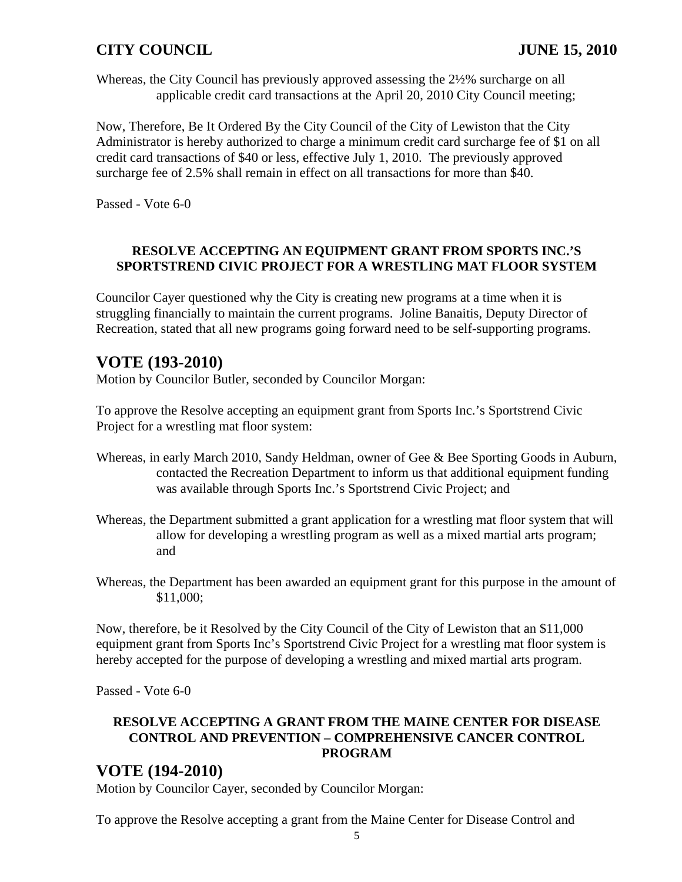Whereas, the City Council has previously approved assessing the 2½% surcharge on all applicable credit card transactions at the April 20, 2010 City Council meeting;

Now, Therefore, Be It Ordered By the City Council of the City of Lewiston that the City Administrator is hereby authorized to charge a minimum credit card surcharge fee of $1 on all credit card transactions of $40 or less, effective July 1, 2010. The previously approved surcharge fee of 2.5% shall remain in effect on all transactions for more than $40.

Passed - Vote 6-0

**RESOLVE ACCEPTING AN EQUIPMENT GRANT FROM SPORTS INC.'S SPORTSTREND CIVIC PROJECT FOR A WRESTLING MAT FLOOR SYSTEM**

Councilor Cayer questioned why the City is creating new programs at a time when it is struggling financially to maintain the current programs. Joline Banaitis, Deputy Director of Recreation, stated that all new programs going forward need to be self-supporting programs.

## VOTE (193-2010)

Motion by Councilor Butler, seconded by Councilor Morgan:

To approve the Resolve accepting an equipment grant from Sports Inc.'s Sportstrend Civic Project for a wrestling mat floor system:

Whereas, in early March 2010, Sandy Heldman, owner of Gee & Bee Sporting Goods in Auburn, contacted the Recreation Department to inform us that additional equipment funding was available through Sports Inc.'s Sportstrend Civic Project; and

Whereas, the Department submitted a grant application for a wrestling mat floor system that will allow for developing a wrestling program as well as a mixed martial arts program; and

Whereas, the Department has been awarded an equipment grant for this purpose in the amount of $11,000;

Now, therefore, be it Resolved by the City Council of the City of Lewiston that an $11,000 equipment grant from Sports Inc's Sportstrend Civic Project for a wrestling mat floor system is hereby accepted for the purpose of developing a wrestling and mixed martial arts program.

Passed - Vote 6-0

**RESOLVE ACCEPTING A GRANT FROM THE MAINE CENTER FOR DISEASE CONTROL AND PREVENTION – COMPREHENSIVE CANCER CONTROL PROGRAM**

## VOTE (194-2010)

Motion by Councilor Cayer, seconded by Councilor Morgan:

To approve the Resolve accepting a grant from the Maine Center for Disease Control and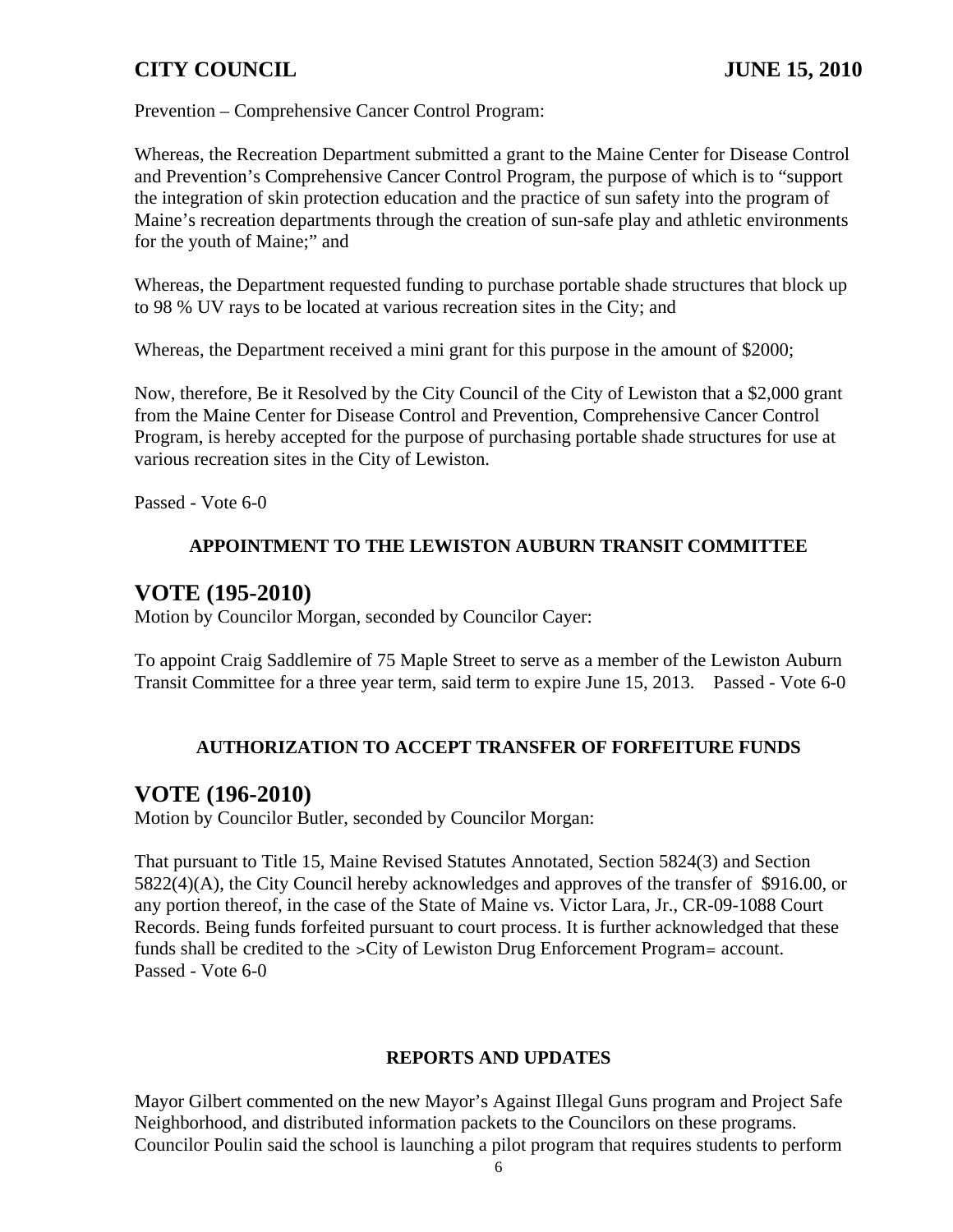Prevention – Comprehensive Cancer Control Program:

Whereas, the Recreation Department submitted a grant to the Maine Center for Disease Control and Prevention's Comprehensive Cancer Control Program, the purpose of which is to "support the integration of skin protection education and the practice of sun safety into the program of Maine's recreation departments through the creation of sun-safe play and athletic environments for the youth of Maine;" and

Whereas, the Department requested funding to purchase portable shade structures that block up to 98 % UV rays to be located at various recreation sites in the City; and

Whereas, the Department received a mini grant for this purpose in the amount of $2000;

Now, therefore, Be it Resolved by the City Council of the City of Lewiston that a $2,000 grant from the Maine Center for Disease Control and Prevention, Comprehensive Cancer Control Program, is hereby accepted for the purpose of purchasing portable shade structures for use at various recreation sites in the City of Lewiston.

Passed - Vote 6-0

**APPOINTMENT TO THE LEWISTON AUBURN TRANSIT COMMITTEE**

## VOTE (195-2010)

Motion by Councilor Morgan, seconded by Councilor Cayer:

To appoint Craig Saddlemire of 75 Maple Street to serve as a member of the Lewiston Auburn Transit Committee for a three year term, said term to expire June 15, 2013. Passed - Vote 6-0

**AUTHORIZATION TO ACCEPT TRANSFER OF FORFEITURE FUNDS**

## VOTE (196-2010)

Motion by Councilor Butler, seconded by Councilor Morgan:

That pursuant to Title 15, Maine Revised Statutes Annotated, Section 5824(3) and Section 5822(4)(A), the City Council hereby acknowledges and approves of the transfer of $916.00, or any portion thereof, in the case of the State of Maine vs. Victor Lara, Jr., CR-09-1088 Court Records. Being funds forfeited pursuant to court process. It is further acknowledged that these funds shall be credited to the >City of Lewiston Drug Enforcement Program= account. Passed - Vote 6-0

**REPORTS AND UPDATES**

Mayor Gilbert commented on the new Mayor's Against Illegal Guns program and Project Safe Neighborhood, and distributed information packets to the Councilors on these programs. Councilor Poulin said the school is launching a pilot program that requires students to perform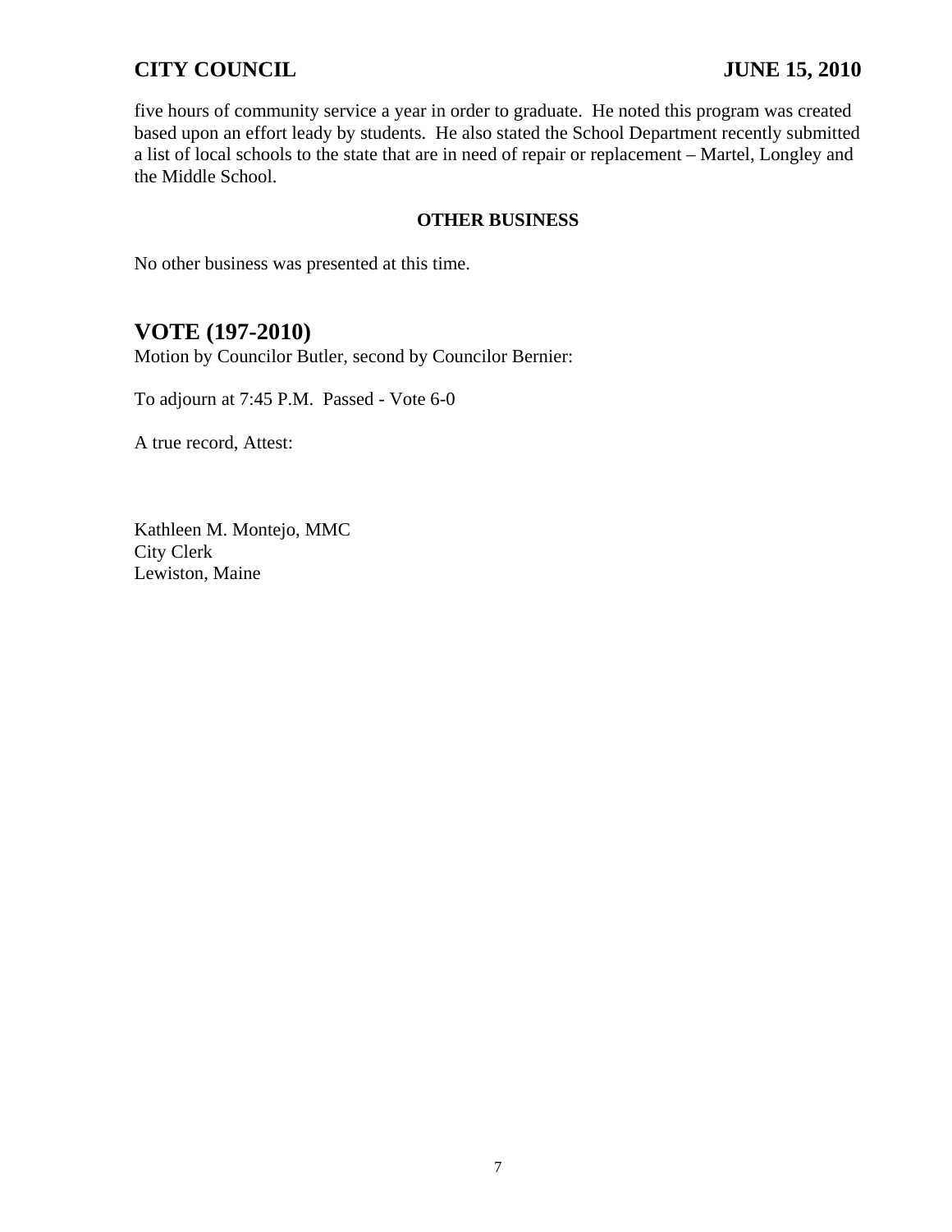five hours of community service a year in order to graduate. He noted this program was created based upon an effort leady by students. He also stated the School Department recently submitted a list of local schools to the state that are in need of repair or replacement – Martel, Longley and the Middle School.

**OTHER BUSINESS**

No other business was presented at this time.

## VOTE (197-2010)

Motion by Councilor Butler, second by Councilor Bernier:

To adjourn at 7:45 P.M. Passed - Vote 6-0

A true record, Attest:

Kathleen M. Montejo, MMC
City Clerk
Lewiston, Maine